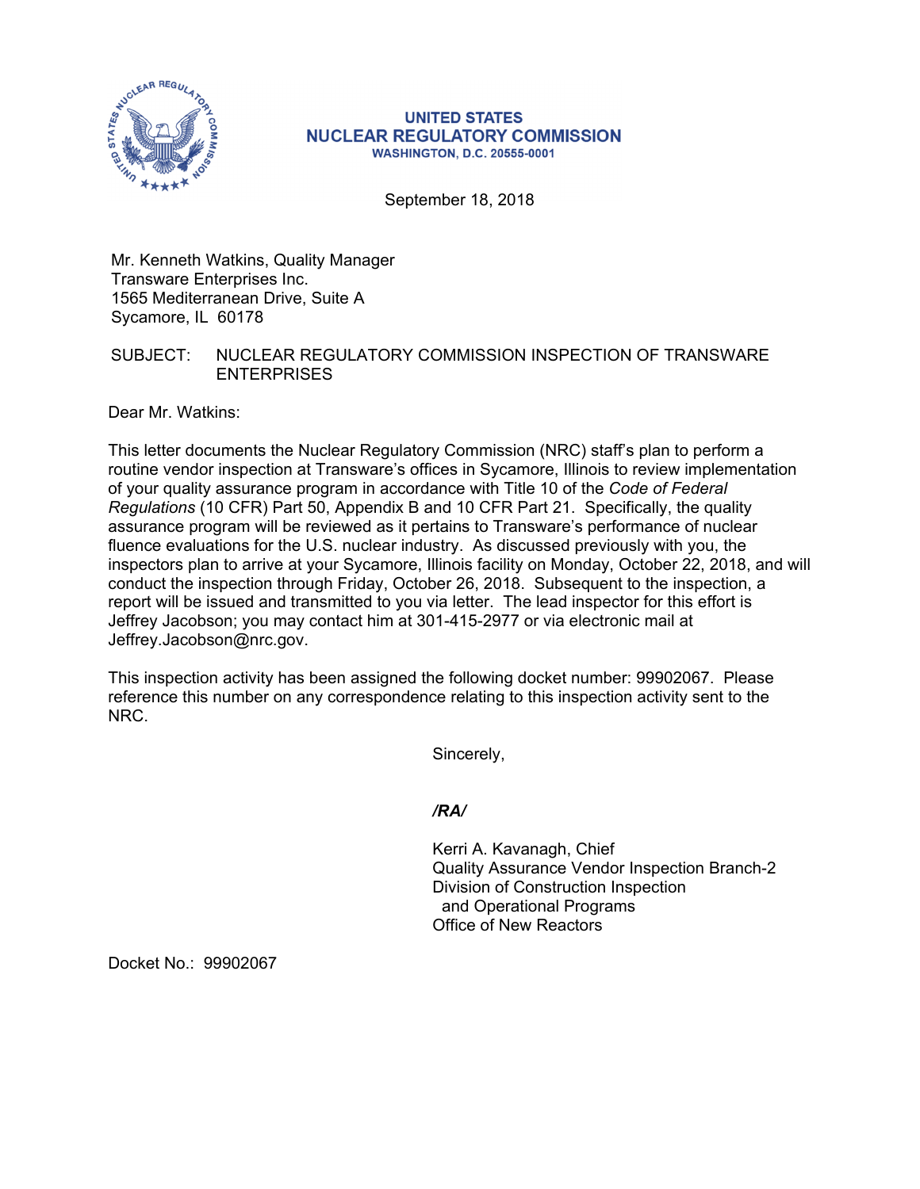**UNITED STATES**
**NUCLEAR REGULATORY COMMISSION**
**WASHINGTON, D.C. 20555-0001**

September 18, 2018

Mr. Kenneth Watkins, Quality Manager
Transware Enterprises Inc.
1565 Mediterranean Drive, Suite A
Sycamore, IL 60178

SUBJECT: NUCLEAR REGULATORY COMMISSION INSPECTION OF TRANSWARE ENTERPRISES

Dear Mr. Watkins:

This letter documents the Nuclear Regulatory Commission (NRC) staff's plan to perform a routine vendor inspection at Transware's offices in Sycamore, Illinois to review implementation of your quality assurance program in accordance with Title 10 of the *Code of Federal Regulations* (10 CFR) Part 50, Appendix B and 10 CFR Part 21. Specifically, the quality assurance program will be reviewed as it pertains to Transware's performance of nuclear fluence evaluations for the U.S. nuclear industry. As discussed previously with you, the inspectors plan to arrive at your Sycamore, Illinois facility on Monday, October 22, 2018, and will conduct the inspection through Friday, October 26, 2018. Subsequent to the inspection, a report will be issued and transmitted to you via letter. The lead inspector for this effort is Jeffrey Jacobson; you may contact him at 301-415-2977 or via electronic mail at Jeffrey.Jacobson@nrc.gov.

This inspection activity has been assigned the following docket number: 99902067. Please reference this number on any correspondence relating to this inspection activity sent to the NRC.

Sincerely,

*/RA/*

Kerri A. Kavanagh, Chief
Quality Assurance Vendor Inspection Branch-2
Division of Construction Inspection
and Operational Programs
Office of New Reactors

Docket No.: 99902067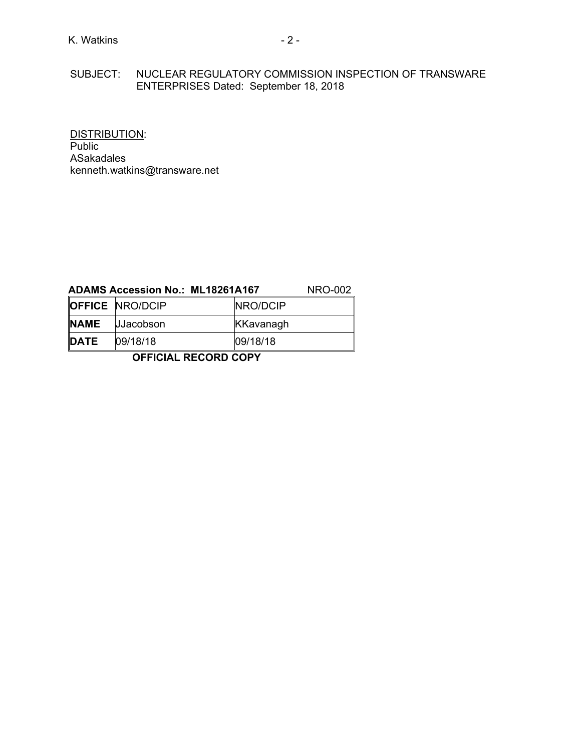SUBJECT: NUCLEAR REGULATORY COMMISSION INSPECTION OF TRANSWARE ENTERPRISES Dated: September 18, 2018

DISTRIBUTION:
Public
ASakadales
kenneth.watkins@transware.net

**ADAMS Accession No.: ML18261A167** NRO-002

| | | |
|---|---|---|
| **OFFICE** | NRO/DCIP | NRO/DCIP |
| **NAME** | JJacobson | KKavanagh |
| **DATE** | 09/18/18 | 09/18/18 |

**OFFICIAL RECORD COPY**